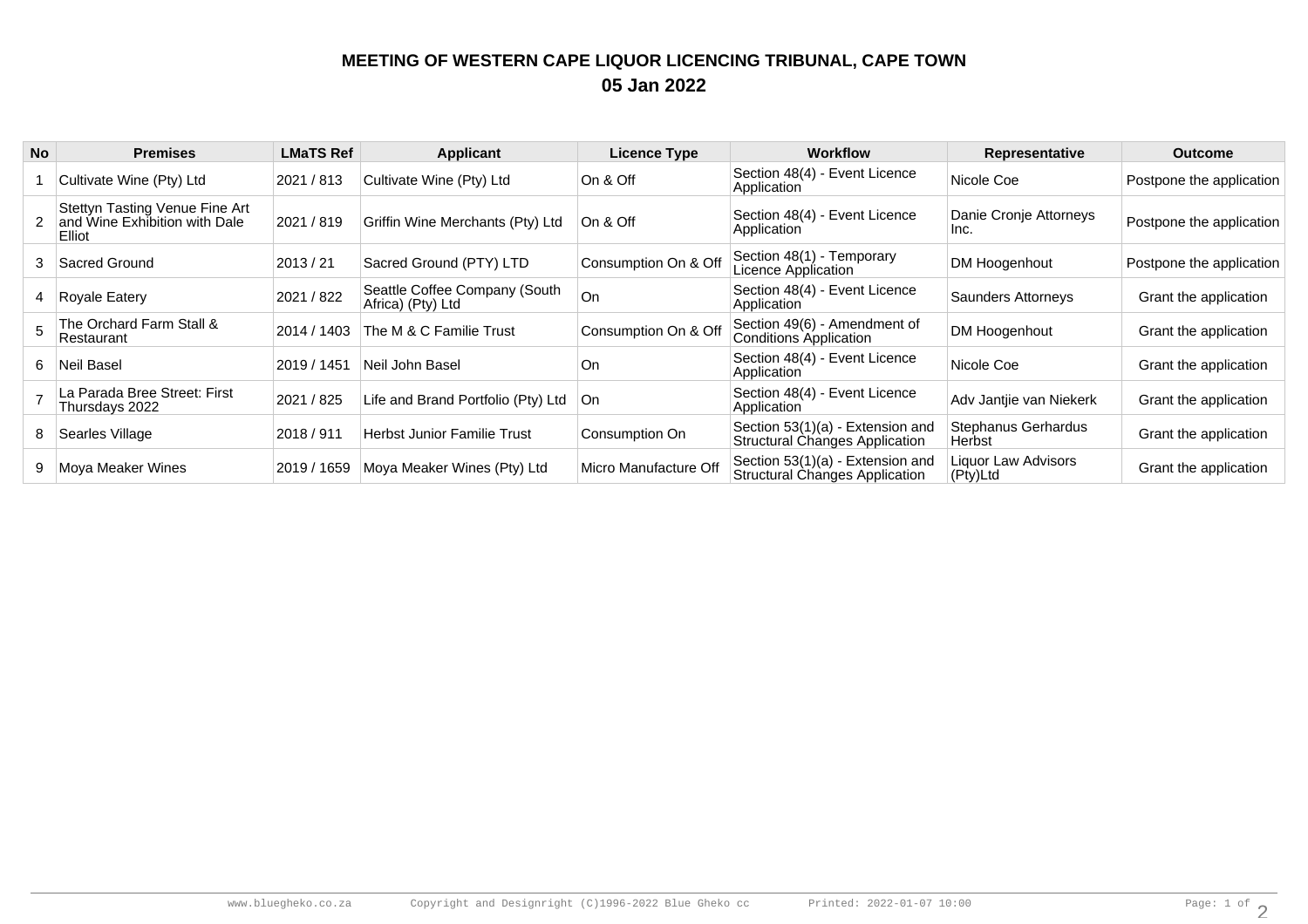# MEETING OF WESTERN CAPE LIQUOR LICENCING TRIBUNAL, CAPE TOWN

## 05 Jan 2022

| No | Premises | LMaTS Ref | Applicant | Licence Type | Workflow | Representative | Outcome |
|---|---|---|---|---|---|---|---|
| 1 | Cultivate Wine (Pty) Ltd | 2021 / 813 | Cultivate Wine (Pty) Ltd | On & Off | Section 48(4) - Event Licence Application | Nicole Coe | Postpone the application |
| 2 | Stettyn Tasting Venue Fine Art and Wine Exhibition with Dale Elliot | 2021 / 819 | Griffin Wine Merchants (Pty) Ltd | On & Off | Section 48(4) - Event Licence Application | Danie Cronje Attorneys Inc. | Postpone the application |
| 3 | Sacred Ground | 2013 / 21 | Sacred Ground (PTY) LTD | Consumption On & Off | Section 48(1) - Temporary Licence Application | DM Hoogenhout | Postpone the application |
| 4 | Royale Eatery | 2021 / 822 | Seattle Coffee Company (South Africa) (Pty) Ltd | On | Section 48(4) - Event Licence Application | Saunders Attorneys | Grant the application |
| 5 | The Orchard Farm Stall & Restaurant | 2014 / 1403 | The M & C Familie Trust | Consumption On & Off | Section 49(6) - Amendment of Conditions Application | DM Hoogenhout | Grant the application |
| 6 | Neil Basel | 2019 / 1451 | Neil John Basel | On | Section 48(4) - Event Licence Application | Nicole Coe | Grant the application |
| 7 | La Parada Bree Street: First Thursdays 2022 | 2021 / 825 | Life and Brand Portfolio (Pty) Ltd | On | Section 48(4) - Event Licence Application | Adv Jantjie van Niekerk | Grant the application |
| 8 | Searles Village | 2018 / 911 | Herbst Junior Familie Trust | Consumption On | Section 53(1)(a) - Extension and Structural Changes Application | Stephanus Gerhardus Herbst | Grant the application |
| 9 | Moya Meaker Wines | 2019 / 1659 | Moya Meaker Wines (Pty) Ltd | Micro Manufacture Off | Section 53(1)(a) - Extension and Structural Changes Application | Liquor Law Advisors (Pty)Ltd | Grant the application |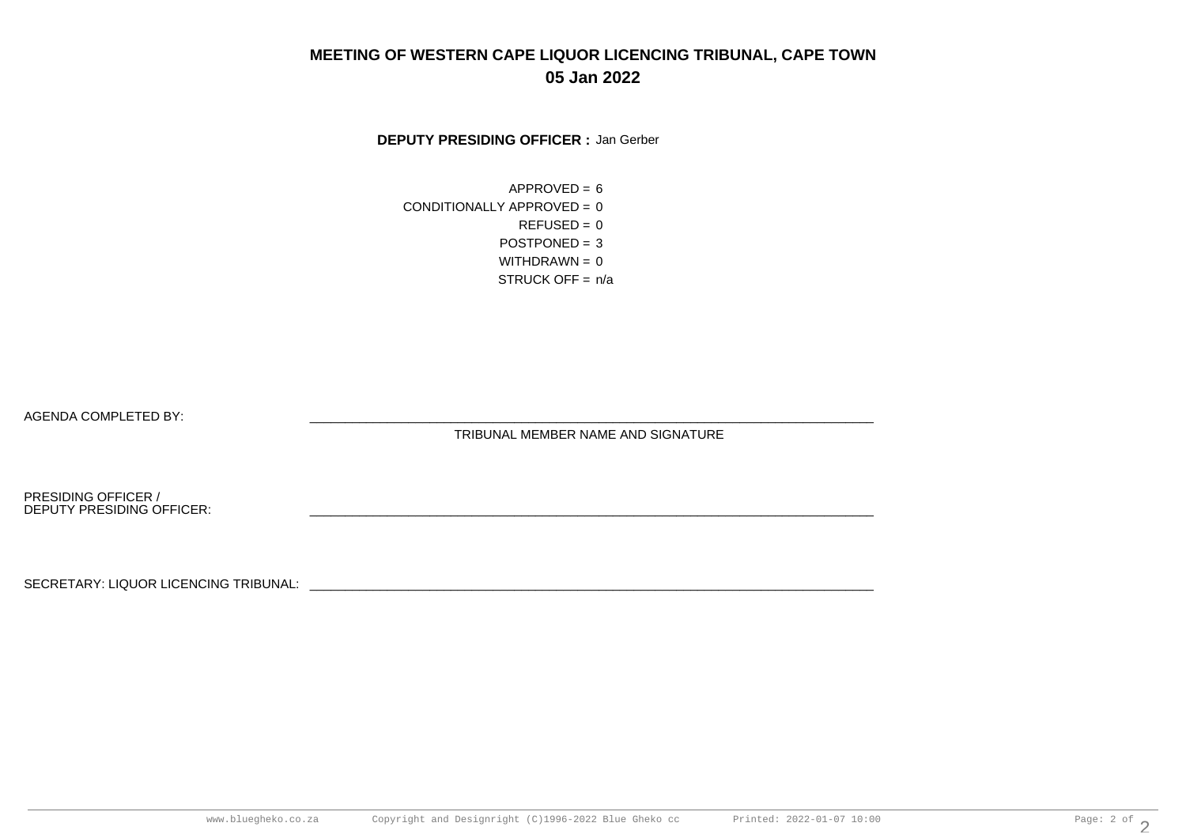# MEETING OF WESTERN CAPE LIQUOR LICENCING TRIBUNAL, CAPE TOWN
## 05 Jan 2022

**DEPUTY PRESIDING OFFICER :** Jan Gerber

APPROVED = 6
CONDITIONALLY APPROVED = 0
REFUSED = 0
POSTPONED = 3
WITHDRAWN = 0
STRUCK OFF = n/a

AGENDA COMPLETED BY: ______________________________

TRIBUNAL MEMBER NAME AND SIGNATURE

PRESIDING OFFICER / DEPUTY PRESIDING OFFICER: ______________________________

SECRETARY: LIQUOR LICENCING TRIBUNAL: ______________________________